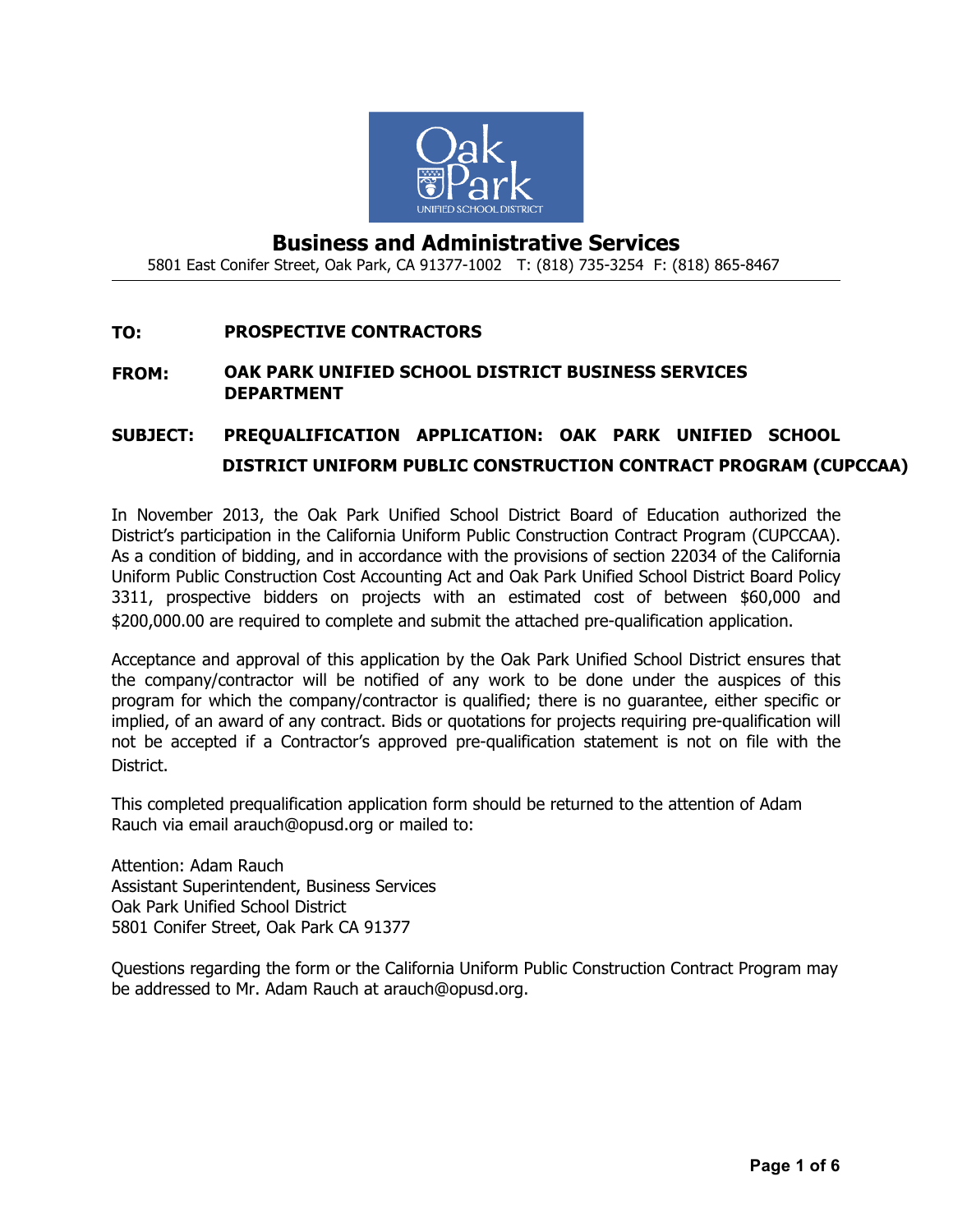# Business and Administrative Services

5801 East Conifer Street, Oak Park, CA 91377-1002 T: (818) 735-3254 F: (818) 865-8467

---

**TO:** **PROSPECTIVE CONTRACTORS**

**FROM:** **OAK PARK UNIFIED SCHOOL DISTRICT BUSINESS SERVICES DEPARTMENT**

**SUBJECT:** **PREQUALIFICATION APPLICATION: OAK PARK UNIFIED SCHOOL DISTRICT UNIFORM PUBLIC CONSTRUCTION CONTRACT PROGRAM (CUPCCAA)**

In November 2013, the Oak Park Unified School District Board of Education authorized the District's participation in the California Uniform Public Construction Contract Program (CUPCCAA). As a condition of bidding, and in accordance with the provisions of section 22034 of the California Uniform Public Construction Cost Accounting Act and Oak Park Unified School District Board Policy 3311, prospective bidders on projects with an estimated cost of between $60,000 and $200,000.00 are required to complete and submit the attached pre-qualification application.

Acceptance and approval of this application by the Oak Park Unified School District ensures that the company/contractor will be notified of any work to be done under the auspices of this program for which the company/contractor is qualified; there is no guarantee, either specific or implied, of an award of any contract. Bids or quotations for projects requiring pre-qualification will not be accepted if a Contractor's approved pre-qualification statement is not on file with the District.

This completed prequalification application form should be returned to the attention of Adam Rauch via email arauch@opusd.org or mailed to:

Attention: Adam Rauch
Assistant Superintendent, Business Services
Oak Park Unified School District
5801 Conifer Street, Oak Park CA 91377

Questions regarding the form or the California Uniform Public Construction Contract Program may be addressed to Mr. Adam Rauch at arauch@opusd.org.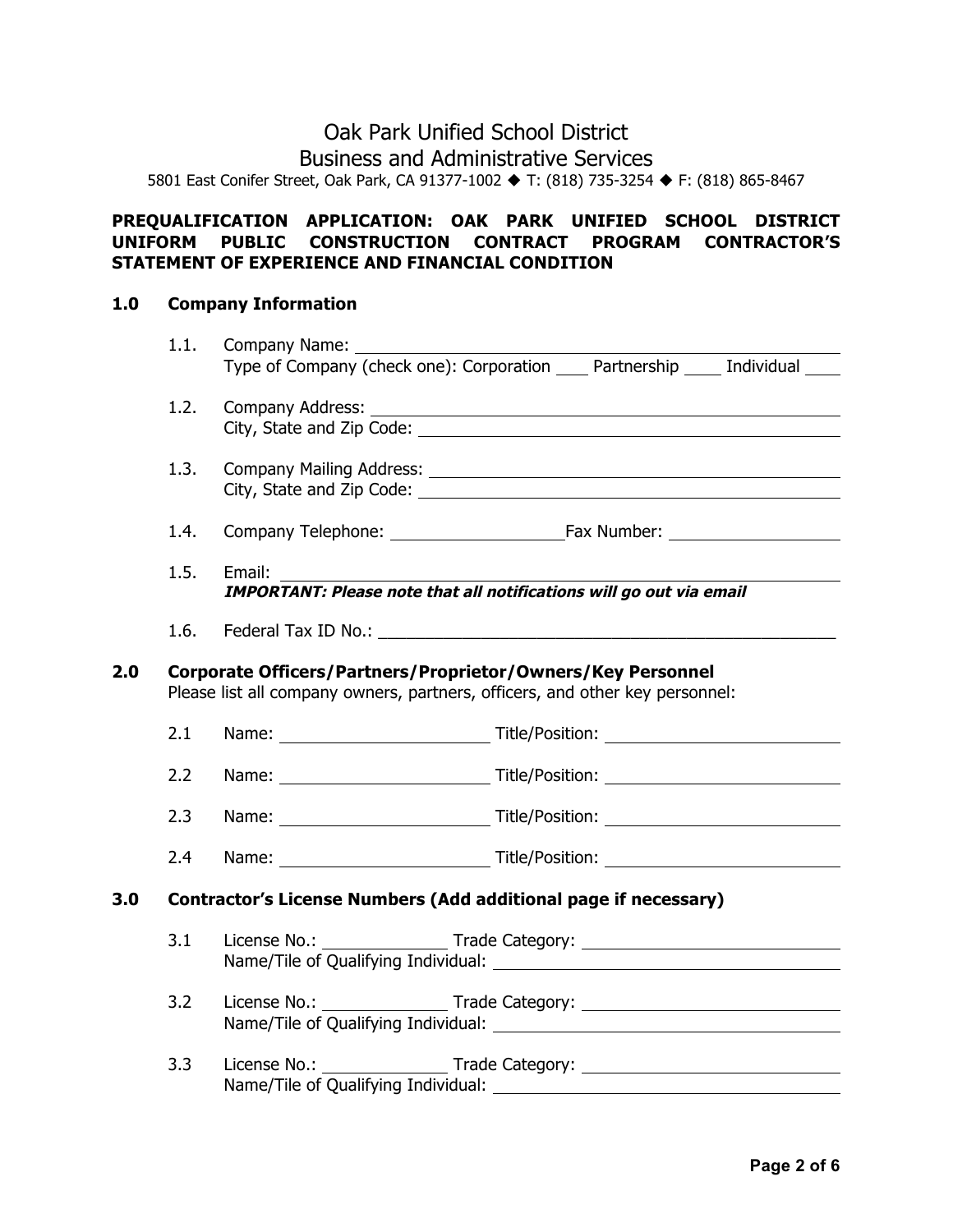# Oak Park Unified School District
## Business and Administrative Services

5801 East Conifer Street, Oak Park, CA 91377-1002 ◆ T: (818) 735-3254 ◆ F: (818) 865-8467

**PREQUALIFICATION APPLICATION: OAK PARK UNIFIED SCHOOL DISTRICT UNIFORM PUBLIC CONSTRUCTION CONTRACT PROGRAM CONTRACTOR'S STATEMENT OF EXPERIENCE AND FINANCIAL CONDITION**

### 1.0 Company Information

1.1. Company Name: ______________________________
Type of Company (check one): Corporation ____ Partnership ____ Individual ____

1.2. Company Address: ______________________________
City, State and Zip Code: ______________________________

1.3. Company Mailing Address: ______________________________
City, State and Zip Code: ______________________________

1.4. Company Telephone: ____________________ Fax Number: ____________________

1.5. Email: ______________________________
***IMPORTANT: Please note that all notifications will go out via email***

1.6. Federal Tax ID No.: ______________________________

### 2.0 Corporate Officers/Partners/Proprietor/Owners/Key Personnel

Please list all company owners, partners, officers, and other key personnel:

2.1 Name: ____________________ Title/Position: ____________________

2.2 Name: ____________________ Title/Position: ____________________

2.3 Name: ____________________ Title/Position: ____________________

2.4 Name: ____________________ Title/Position: ____________________

### 3.0 Contractor's License Numbers (Add additional page if necessary)

3.1 License No.: ______________ Trade Category: ____________________
Name/Tile of Qualifying Individual: ______________________________

3.2 License No.: ______________ Trade Category: ____________________
Name/Tile of Qualifying Individual: ______________________________

3.3 License No.: ______________ Trade Category: ____________________
Name/Tile of Qualifying Individual: ______________________________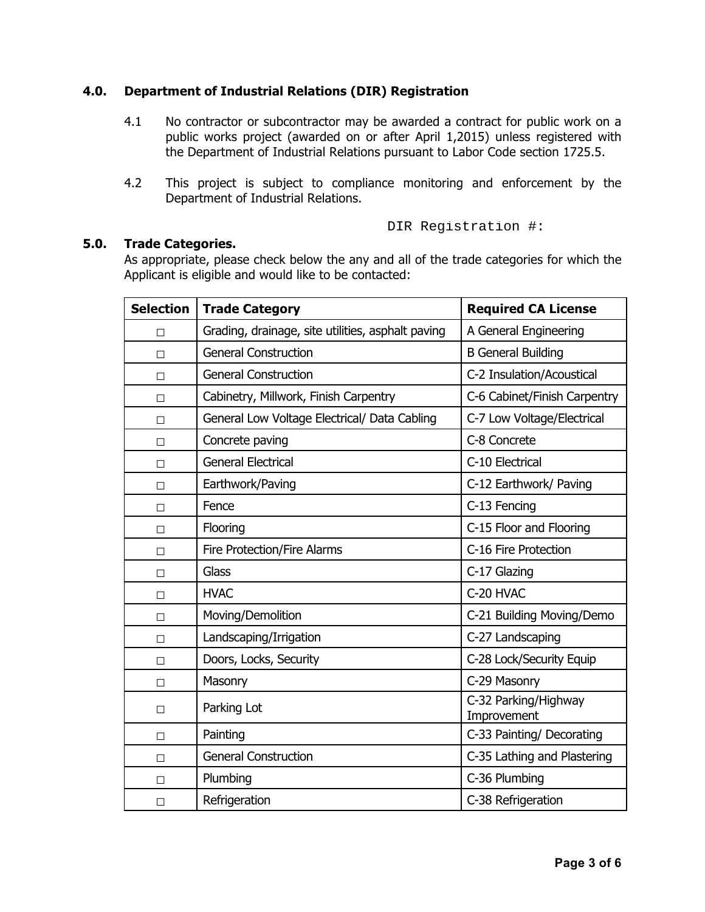## 4.0. Department of Industrial Relations (DIR) Registration

4.1 No contractor or subcontractor may be awarded a contract for public work on a public works project (awarded on or after April 1,2015) unless registered with the Department of Industrial Relations pursuant to Labor Code section 1725.5.

4.2 This project is subject to compliance monitoring and enforcement by the Department of Industrial Relations.

DIR Registration #:

## 5.0. Trade Categories.

As appropriate, please check below the any and all of the trade categories for which the Applicant is eligible and would like to be contacted:

| Selection | Trade Category | Required CA License |
|---|---|---|
| □ | Grading, drainage, site utilities, asphalt paving | A General Engineering |
| □ | General Construction | B General Building |
| □ | General Construction | C-2 Insulation/Acoustical |
| □ | Cabinetry, Millwork, Finish Carpentry | C-6 Cabinet/Finish Carpentry |
| □ | General Low Voltage Electrical/ Data Cabling | C-7 Low Voltage/Electrical |
| □ | Concrete paving | C-8 Concrete |
| □ | General Electrical | C-10 Electrical |
| □ | Earthwork/Paving | C-12 Earthwork/ Paving |
| □ | Fence | C-13 Fencing |
| □ | Flooring | C-15 Floor and Flooring |
| □ | Fire Protection/Fire Alarms | C-16 Fire Protection |
| □ | Glass | C-17 Glazing |
| □ | HVAC | C-20 HVAC |
| □ | Moving/Demolition | C-21 Building Moving/Demo |
| □ | Landscaping/Irrigation | C-27 Landscaping |
| □ | Doors, Locks, Security | C-28 Lock/Security Equip |
| □ | Masonry | C-29 Masonry |
| □ | Parking Lot | C-32 Parking/Highway Improvement |
| □ | Painting | C-33 Painting/ Decorating |
| □ | General Construction | C-35 Lathing and Plastering |
| □ | Plumbing | C-36 Plumbing |
| □ | Refrigeration | C-38 Refrigeration |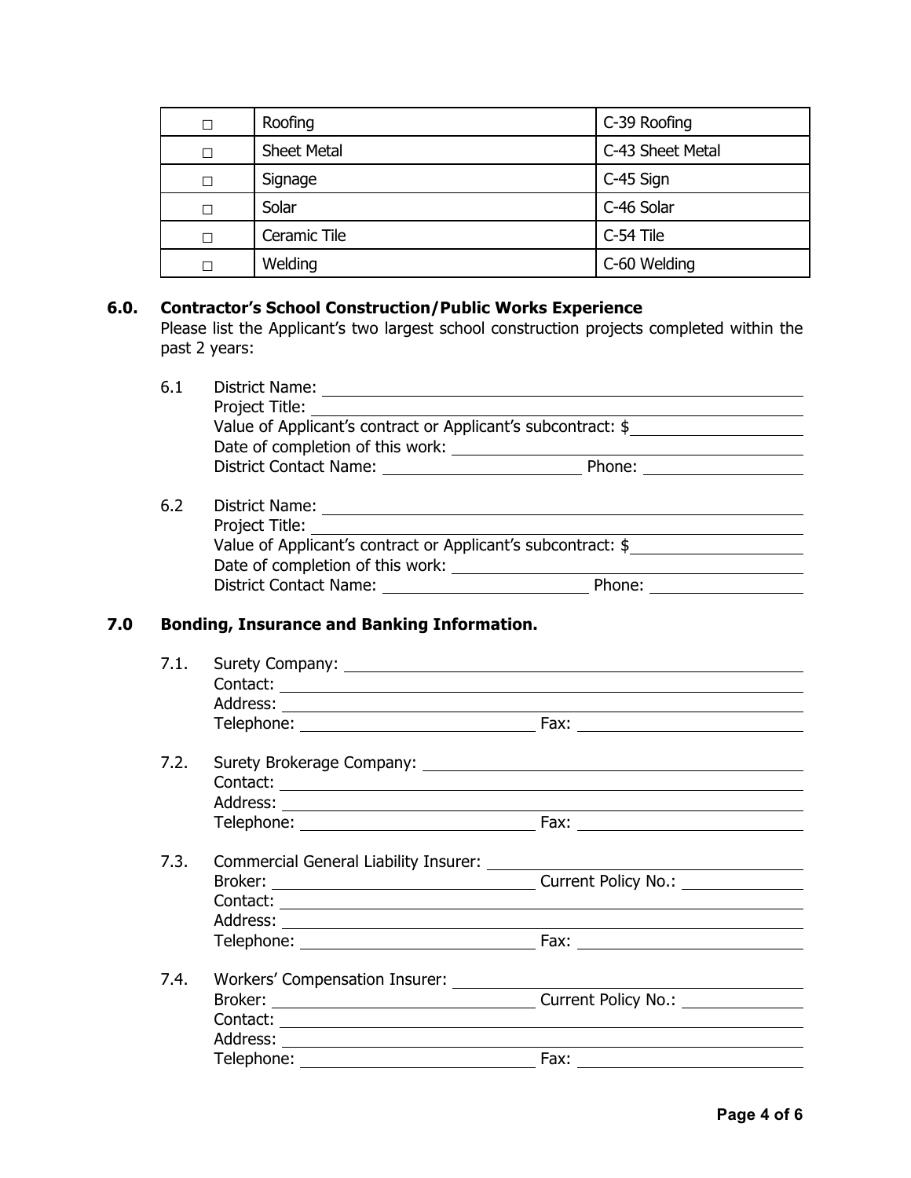| ☐ | Roofing | C-39 Roofing |
|---|---|---|
| ☐ | Sheet Metal | C-43 Sheet Metal |
| ☐ | Signage | C-45 Sign |
| ☐ | Solar | C-46 Solar |
| ☐ | Ceramic Tile | C-54 Tile |
| ☐ | Welding | C-60 Welding |

## 6.0. Contractor's School Construction/Public Works Experience

Please list the Applicant's two largest school construction projects completed within the past 2 years:

6.1 District Name: ____________________
Project Title: ____________________
Value of Applicant's contract or Applicant's subcontract: $____________________
Date of completion of this work: ____________________
District Contact Name: ____________________ Phone: ____________________

6.2 District Name: ____________________
Project Title: ____________________
Value of Applicant's contract or Applicant's subcontract: $____________________
Date of completion of this work: ____________________
District Contact Name: ____________________ Phone: ____________________

## 7.0 Bonding, Insurance and Banking Information.

7.1. Surety Company: ____________________
Contact: ____________________
Address: ____________________
Telephone: ____________________ Fax: ____________________

7.2. Surety Brokerage Company: ____________________
Contact: ____________________
Address: ____________________
Telephone: ____________________ Fax: ____________________

7.3. Commercial General Liability Insurer: ____________________
Broker: ____________________ Current Policy No.: ____________________
Contact: ____________________
Address: ____________________
Telephone: ____________________ Fax: ____________________

7.4. Workers' Compensation Insurer: ____________________
Broker: ____________________ Current Policy No.: ____________________
Contact: ____________________
Address: ____________________
Telephone: ____________________ Fax: ____________________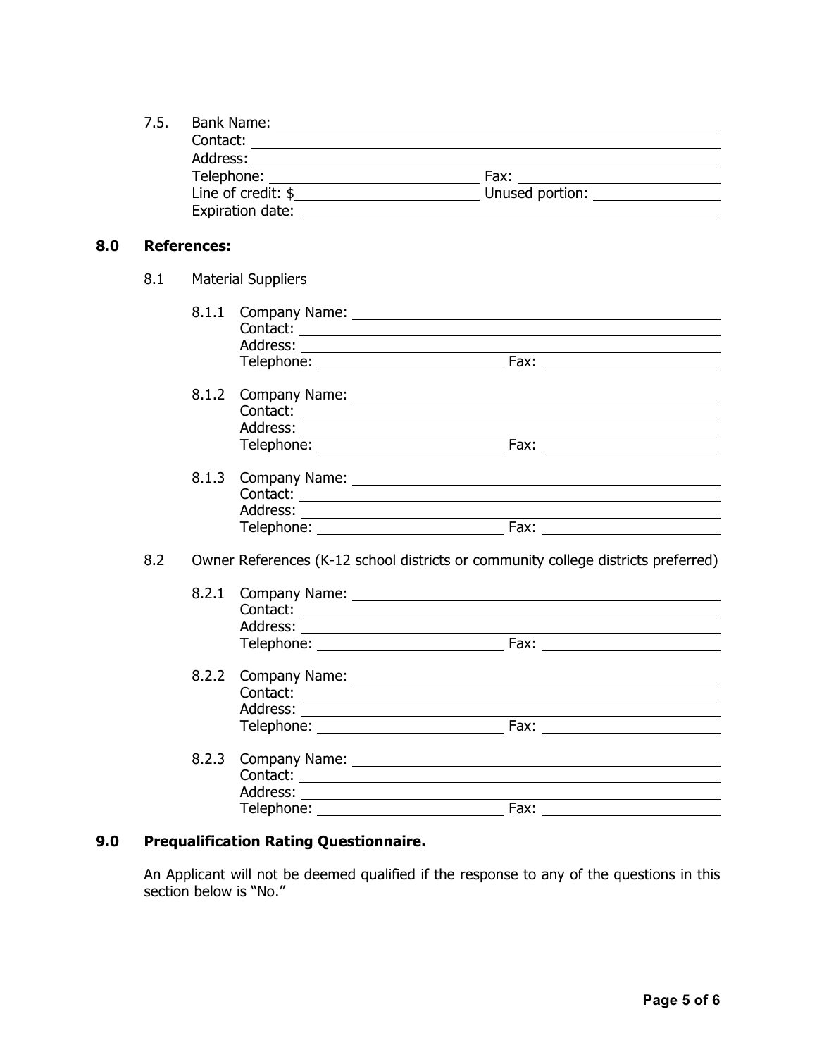7.5. Bank Name: \_\_\_\_\_\_\_\_\_\_\_\_\_\_\_\_\_\_\_\_\_\_\_\_\_\_\_\_\_\_\_\_\_\_\_\_\_\_\_\_
Contact: \_\_\_\_\_\_\_\_\_\_\_\_\_\_\_\_\_\_\_\_\_\_\_\_\_\_\_\_\_\_\_\_\_\_\_\_\_\_\_\_
Address: \_\_\_\_\_\_\_\_\_\_\_\_\_\_\_\_\_\_\_\_\_\_\_\_\_\_\_\_\_\_\_\_\_\_\_\_\_\_\_\_
Telephone: \_\_\_\_\_\_\_\_\_\_\_\_\_\_\_\_\_\_\_\_ Fax: \_\_\_\_\_\_\_\_\_\_\_\_\_\_\_\_\_\_\_\_
Line of credit: $\_\_\_\_\_\_\_\_\_\_\_\_\_\_\_\_\_\_\_\_ Unused portion: \_\_\_\_\_\_\_\_\_\_\_\_\_\_\_\_
Expiration date: \_\_\_\_\_\_\_\_\_\_\_\_\_\_\_\_\_\_\_\_\_\_\_\_\_\_\_\_\_\_\_\_\_\_\_\_\_\_\_\_

## 8.0 References:

8.1 Material Suppliers

8.1.1 Company Name: \_\_\_\_\_\_\_\_\_\_\_\_\_\_\_\_\_\_\_\_\_\_\_\_\_\_\_\_\_\_\_\_\_\_\_\_\_\_\_\_
Contact: \_\_\_\_\_\_\_\_\_\_\_\_\_\_\_\_\_\_\_\_\_\_\_\_\_\_\_\_\_\_\_\_\_\_\_\_\_\_\_\_
Address: \_\_\_\_\_\_\_\_\_\_\_\_\_\_\_\_\_\_\_\_\_\_\_\_\_\_\_\_\_\_\_\_\_\_\_\_\_\_\_\_
Telephone: \_\_\_\_\_\_\_\_\_\_\_\_\_\_\_\_\_\_\_\_ Fax: \_\_\_\_\_\_\_\_\_\_\_\_\_\_\_\_\_\_\_\_

8.1.2 Company Name: \_\_\_\_\_\_\_\_\_\_\_\_\_\_\_\_\_\_\_\_\_\_\_\_\_\_\_\_\_\_\_\_\_\_\_\_\_\_\_\_
Contact: \_\_\_\_\_\_\_\_\_\_\_\_\_\_\_\_\_\_\_\_\_\_\_\_\_\_\_\_\_\_\_\_\_\_\_\_\_\_\_\_
Address: \_\_\_\_\_\_\_\_\_\_\_\_\_\_\_\_\_\_\_\_\_\_\_\_\_\_\_\_\_\_\_\_\_\_\_\_\_\_\_\_
Telephone: \_\_\_\_\_\_\_\_\_\_\_\_\_\_\_\_\_\_\_\_ Fax: \_\_\_\_\_\_\_\_\_\_\_\_\_\_\_\_\_\_\_\_

8.1.3 Company Name: \_\_\_\_\_\_\_\_\_\_\_\_\_\_\_\_\_\_\_\_\_\_\_\_\_\_\_\_\_\_\_\_\_\_\_\_\_\_\_\_
Contact: \_\_\_\_\_\_\_\_\_\_\_\_\_\_\_\_\_\_\_\_\_\_\_\_\_\_\_\_\_\_\_\_\_\_\_\_\_\_\_\_
Address: \_\_\_\_\_\_\_\_\_\_\_\_\_\_\_\_\_\_\_\_\_\_\_\_\_\_\_\_\_\_\_\_\_\_\_\_\_\_\_\_
Telephone: \_\_\_\_\_\_\_\_\_\_\_\_\_\_\_\_\_\_\_\_ Fax: \_\_\_\_\_\_\_\_\_\_\_\_\_\_\_\_\_\_\_\_

8.2 Owner References (K-12 school districts or community college districts preferred)

8.2.1 Company Name: \_\_\_\_\_\_\_\_\_\_\_\_\_\_\_\_\_\_\_\_\_\_\_\_\_\_\_\_\_\_\_\_\_\_\_\_\_\_\_\_
Contact: \_\_\_\_\_\_\_\_\_\_\_\_\_\_\_\_\_\_\_\_\_\_\_\_\_\_\_\_\_\_\_\_\_\_\_\_\_\_\_\_
Address: \_\_\_\_\_\_\_\_\_\_\_\_\_\_\_\_\_\_\_\_\_\_\_\_\_\_\_\_\_\_\_\_\_\_\_\_\_\_\_\_
Telephone: \_\_\_\_\_\_\_\_\_\_\_\_\_\_\_\_\_\_\_\_ Fax: \_\_\_\_\_\_\_\_\_\_\_\_\_\_\_\_\_\_\_\_

8.2.2 Company Name: \_\_\_\_\_\_\_\_\_\_\_\_\_\_\_\_\_\_\_\_\_\_\_\_\_\_\_\_\_\_\_\_\_\_\_\_\_\_\_\_
Contact: \_\_\_\_\_\_\_\_\_\_\_\_\_\_\_\_\_\_\_\_\_\_\_\_\_\_\_\_\_\_\_\_\_\_\_\_\_\_\_\_
Address: \_\_\_\_\_\_\_\_\_\_\_\_\_\_\_\_\_\_\_\_\_\_\_\_\_\_\_\_\_\_\_\_\_\_\_\_\_\_\_\_
Telephone: \_\_\_\_\_\_\_\_\_\_\_\_\_\_\_\_\_\_\_\_ Fax: \_\_\_\_\_\_\_\_\_\_\_\_\_\_\_\_\_\_\_\_

8.2.3 Company Name: \_\_\_\_\_\_\_\_\_\_\_\_\_\_\_\_\_\_\_\_\_\_\_\_\_\_\_\_\_\_\_\_\_\_\_\_\_\_\_\_
Contact: \_\_\_\_\_\_\_\_\_\_\_\_\_\_\_\_\_\_\_\_\_\_\_\_\_\_\_\_\_\_\_\_\_\_\_\_\_\_\_\_
Address: \_\_\_\_\_\_\_\_\_\_\_\_\_\_\_\_\_\_\_\_\_\_\_\_\_\_\_\_\_\_\_\_\_\_\_\_\_\_\_\_
Telephone: \_\_\_\_\_\_\_\_\_\_\_\_\_\_\_\_\_\_\_\_ Fax: \_\_\_\_\_\_\_\_\_\_\_\_\_\_\_\_\_\_\_\_

## 9.0 Prequalification Rating Questionnaire.

An Applicant will not be deemed qualified if the response to any of the questions in this section below is "No."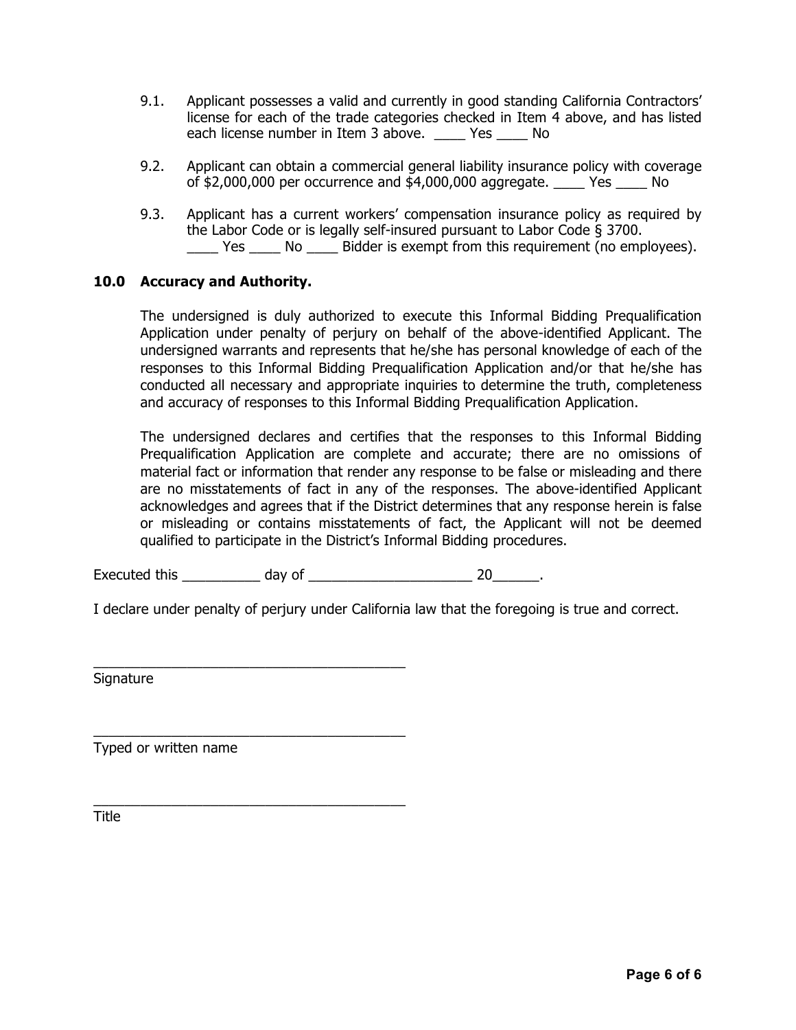9.1. Applicant possesses a valid and currently in good standing California Contractors' license for each of the trade categories checked in Item 4 above, and has listed each license number in Item 3 above. ____ Yes ____ No

9.2. Applicant can obtain a commercial general liability insurance policy with coverage of $2,000,000 per occurrence and $4,000,000 aggregate. ____ Yes ____ No

9.3. Applicant has a current workers' compensation insurance policy as required by the Labor Code or is legally self-insured pursuant to Labor Code § 3700.
____ Yes ____ No ____ Bidder is exempt from this requirement (no employees).

## 10.0 Accuracy and Authority.

The undersigned is duly authorized to execute this Informal Bidding Prequalification Application under penalty of perjury on behalf of the above-identified Applicant. The undersigned warrants and represents that he/she has personal knowledge of each of the responses to this Informal Bidding Prequalification Application and/or that he/she has conducted all necessary and appropriate inquiries to determine the truth, completeness and accuracy of responses to this Informal Bidding Prequalification Application.

The undersigned declares and certifies that the responses to this Informal Bidding Prequalification Application are complete and accurate; there are no omissions of material fact or information that render any response to be false or misleading and there are no misstatements of fact in any of the responses. The above-identified Applicant acknowledges and agrees that if the District determines that any response herein is false or misleading or contains misstatements of fact, the Applicant will not be deemed qualified to participate in the District's Informal Bidding procedures.

Executed this __________ day of _____________________ 20______.

I declare under penalty of perjury under California law that the foregoing is true and correct.

_________________________________________
Signature

_________________________________________
Typed or written name

_________________________________________
Title